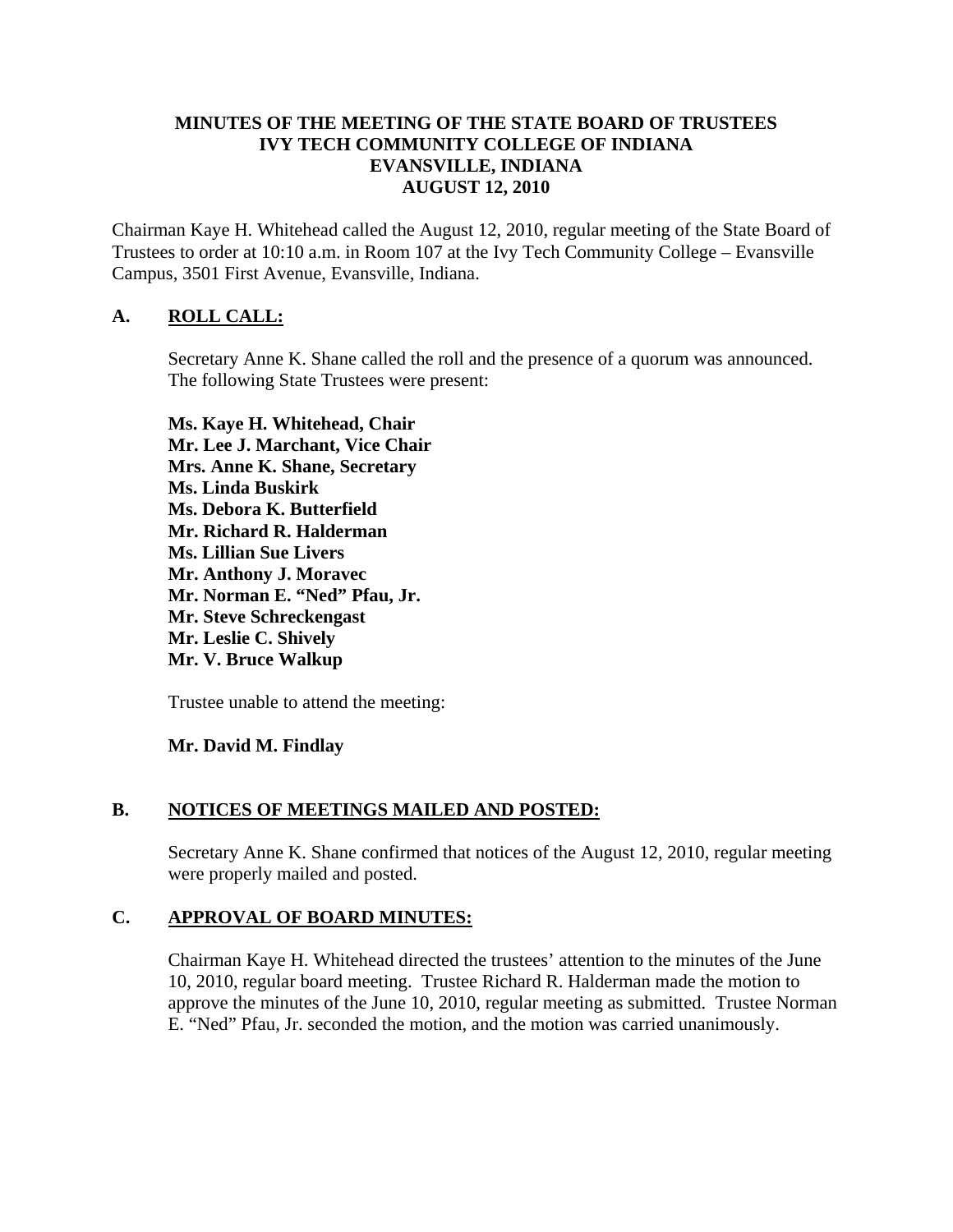# MINUTES OF THE MEETING OF THE STATE BOARD OF TRUSTEES
# IVY TECH COMMUNITY COLLEGE OF INDIANA
# EVANSVILLE, INDIANA
# AUGUST 12, 2010

Chairman Kaye H. Whitehead called the August 12, 2010, regular meeting of the State Board of Trustees to order at 10:10 a.m. in Room 107 at the Ivy Tech Community College – Evansville Campus, 3501 First Avenue, Evansville, Indiana.

## A. ROLL CALL:

Secretary Anne K. Shane called the roll and the presence of a quorum was announced. The following State Trustees were present:

**Ms. Kaye H. Whitehead, Chair**
**Mr. Lee J. Marchant, Vice Chair**
**Mrs. Anne K. Shane, Secretary**
**Ms. Linda Buskirk**
**Ms. Debora K. Butterfield**
**Mr. Richard R. Halderman**
**Ms. Lillian Sue Livers**
**Mr. Anthony J. Moravec**
**Mr. Norman E. "Ned" Pfau, Jr.**
**Mr. Steve Schreckengast**
**Mr. Leslie C. Shively**
**Mr. V. Bruce Walkup**

Trustee unable to attend the meeting:

**Mr. David M. Findlay**

## B. NOTICES OF MEETINGS MAILED AND POSTED:

Secretary Anne K. Shane confirmed that notices of the August 12, 2010, regular meeting were properly mailed and posted.

## C. APPROVAL OF BOARD MINUTES:

Chairman Kaye H. Whitehead directed the trustees' attention to the minutes of the June 10, 2010, regular board meeting. Trustee Richard R. Halderman made the motion to approve the minutes of the June 10, 2010, regular meeting as submitted. Trustee Norman E. "Ned" Pfau, Jr. seconded the motion, and the motion was carried unanimously.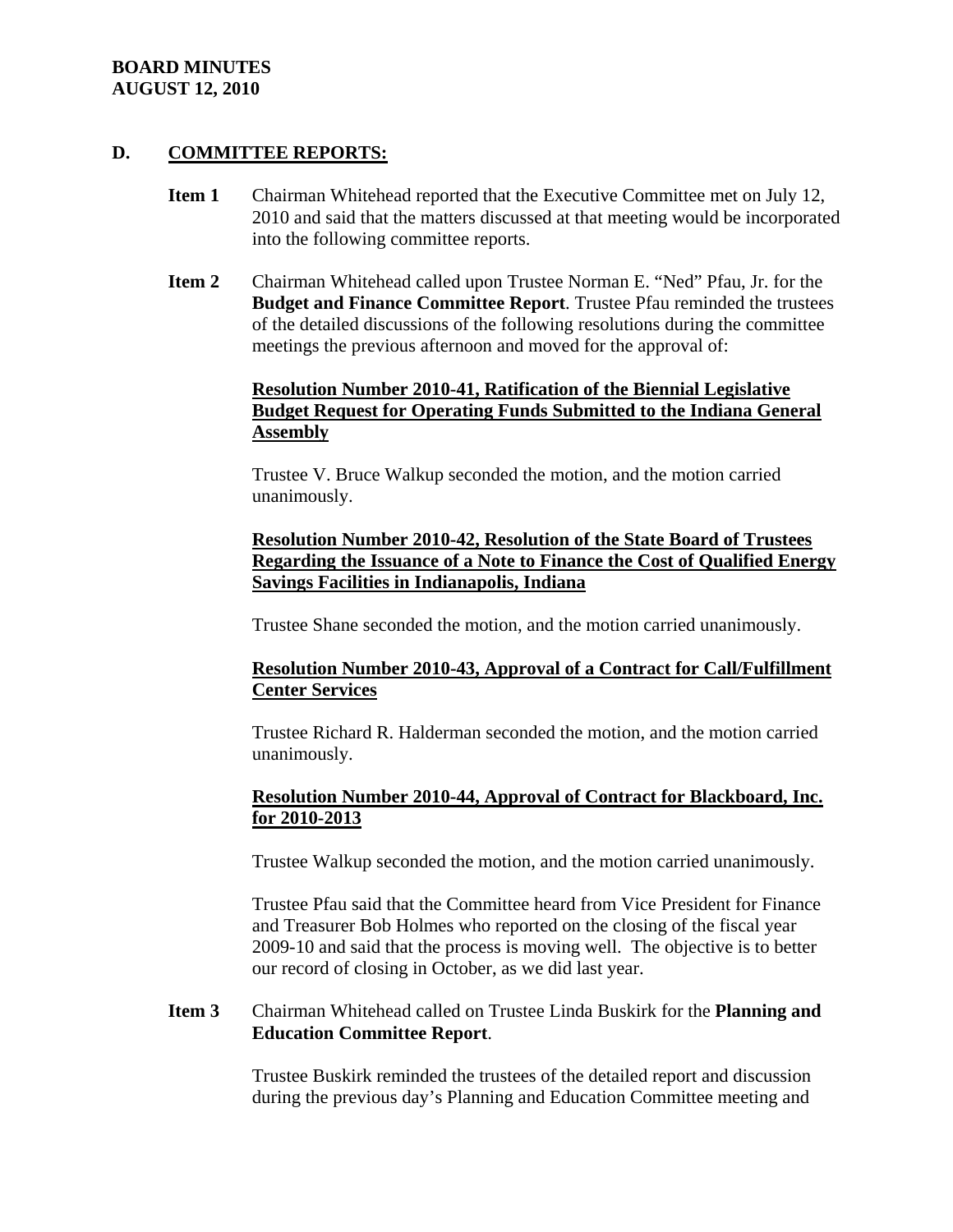## D. COMMITTEE REPORTS:

**Item 1** Chairman Whitehead reported that the Executive Committee met on July 12, 2010 and said that the matters discussed at that meeting would be incorporated into the following committee reports.

**Item 2** Chairman Whitehead called upon Trustee Norman E. "Ned" Pfau, Jr. for the **Budget and Finance Committee Report**. Trustee Pfau reminded the trustees of the detailed discussions of the following resolutions during the committee meetings the previous afternoon and moved for the approval of:

**Resolution Number 2010-41, Ratification of the Biennial Legislative Budget Request for Operating Funds Submitted to the Indiana General Assembly**

Trustee V. Bruce Walkup seconded the motion, and the motion carried unanimously.

**Resolution Number 2010-42, Resolution of the State Board of Trustees Regarding the Issuance of a Note to Finance the Cost of Qualified Energy Savings Facilities in Indianapolis, Indiana**

Trustee Shane seconded the motion, and the motion carried unanimously.

**Resolution Number 2010-43, Approval of a Contract for Call/Fulfillment Center Services**

Trustee Richard R. Halderman seconded the motion, and the motion carried unanimously.

**Resolution Number 2010-44, Approval of Contract for Blackboard, Inc. for 2010-2013**

Trustee Walkup seconded the motion, and the motion carried unanimously.

Trustee Pfau said that the Committee heard from Vice President for Finance and Treasurer Bob Holmes who reported on the closing of the fiscal year 2009-10 and said that the process is moving well. The objective is to better our record of closing in October, as we did last year.

**Item 3** Chairman Whitehead called on Trustee Linda Buskirk for the **Planning and Education Committee Report**.

Trustee Buskirk reminded the trustees of the detailed report and discussion during the previous day's Planning and Education Committee meeting and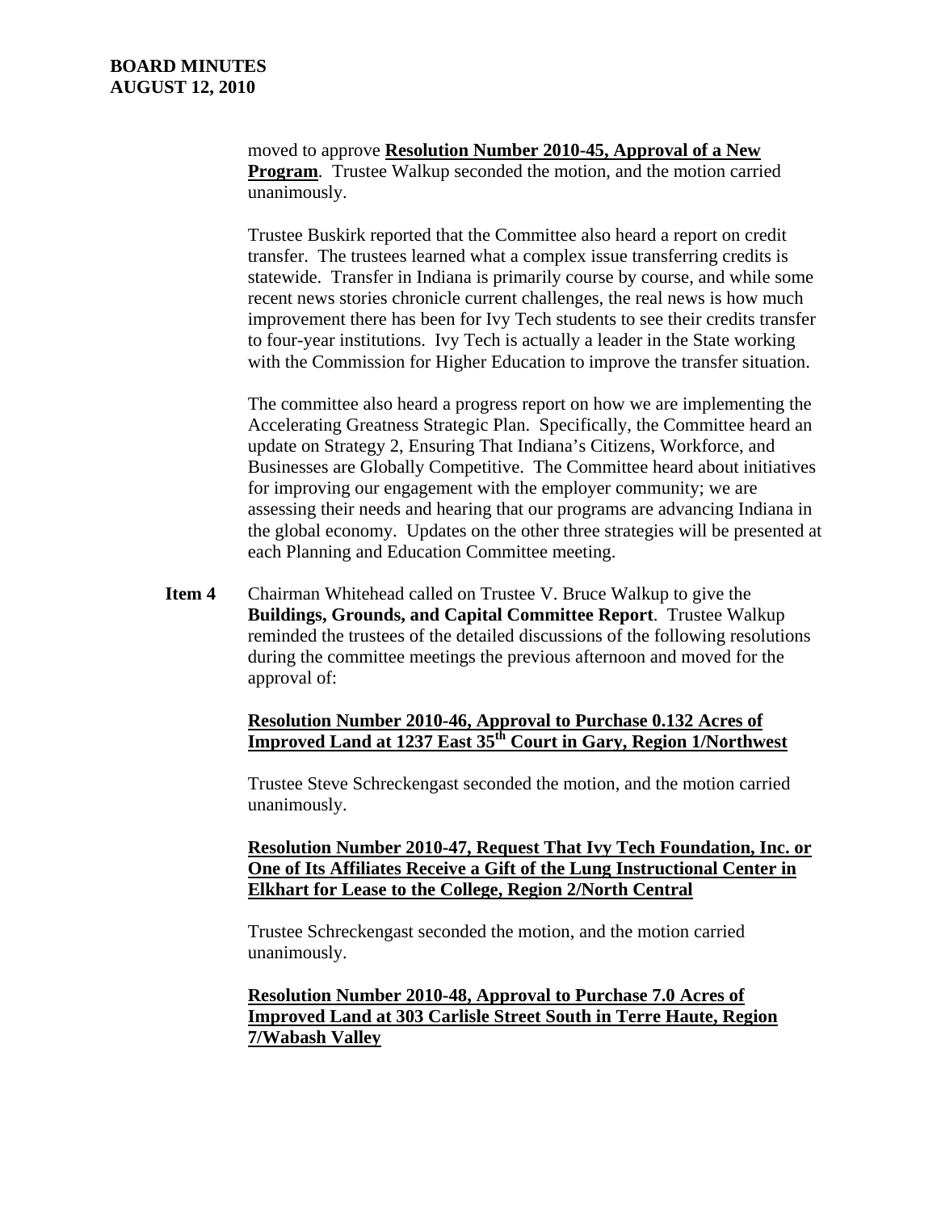moved to approve **Resolution Number 2010-45, Approval of a New Program**. Trustee Walkup seconded the motion, and the motion carried unanimously.

Trustee Buskirk reported that the Committee also heard a report on credit transfer. The trustees learned what a complex issue transferring credits is statewide. Transfer in Indiana is primarily course by course, and while some recent news stories chronicle current challenges, the real news is how much improvement there has been for Ivy Tech students to see their credits transfer to four-year institutions. Ivy Tech is actually a leader in the State working with the Commission for Higher Education to improve the transfer situation.

The committee also heard a progress report on how we are implementing the Accelerating Greatness Strategic Plan. Specifically, the Committee heard an update on Strategy 2, Ensuring That Indiana's Citizens, Workforce, and Businesses are Globally Competitive. The Committee heard about initiatives for improving our engagement with the employer community; we are assessing their needs and hearing that our programs are advancing Indiana in the global economy. Updates on the other three strategies will be presented at each Planning and Education Committee meeting.

**Item 4** Chairman Whitehead called on Trustee V. Bruce Walkup to give the **Buildings, Grounds, and Capital Committee Report**. Trustee Walkup reminded the trustees of the detailed discussions of the following resolutions during the committee meetings the previous afternoon and moved for the approval of:

**Resolution Number 2010-46, Approval to Purchase 0.132 Acres of Improved Land at 1237 East 35th Court in Gary, Region 1/Northwest**

Trustee Steve Schreckengast seconded the motion, and the motion carried unanimously.

**Resolution Number 2010-47, Request That Ivy Tech Foundation, Inc. or One of Its Affiliates Receive a Gift of the Lung Instructional Center in Elkhart for Lease to the College, Region 2/North Central**

Trustee Schreckengast seconded the motion, and the motion carried unanimously.

**Resolution Number 2010-48, Approval to Purchase 7.0 Acres of Improved Land at 303 Carlisle Street South in Terre Haute, Region 7/Wabash Valley**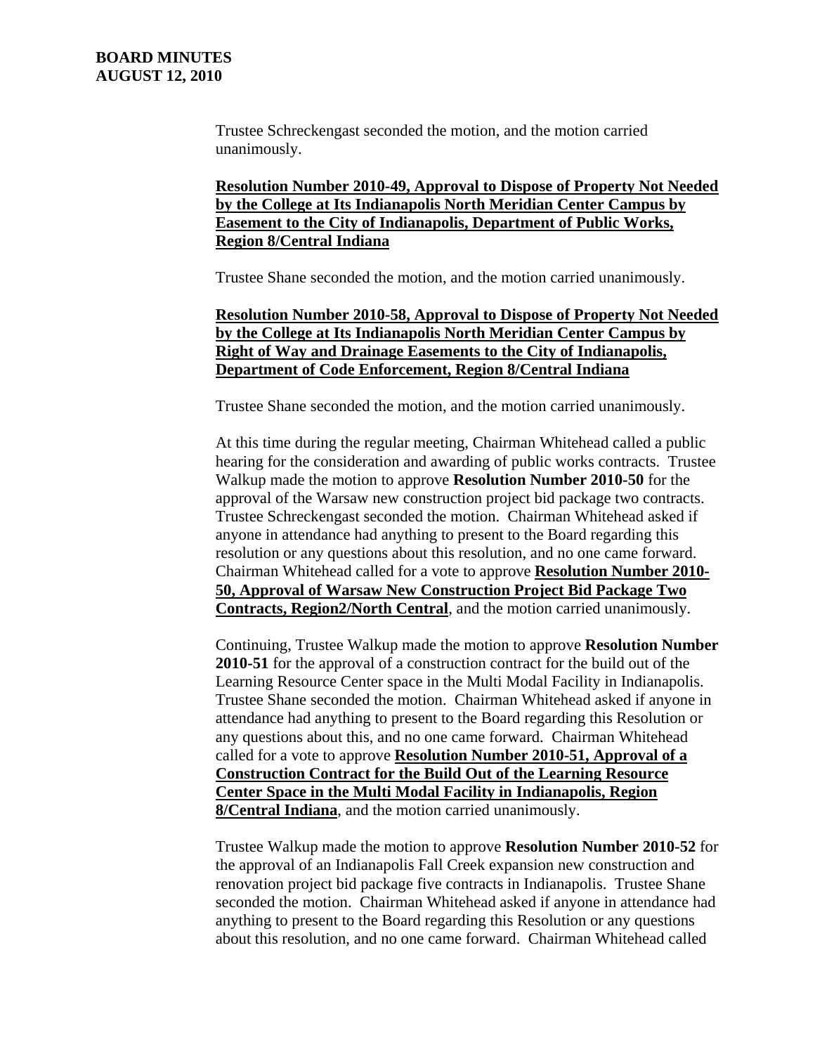Trustee Schreckengast seconded the motion, and the motion carried unanimously.

**Resolution Number 2010-49, Approval to Dispose of Property Not Needed by the College at Its Indianapolis North Meridian Center Campus by Easement to the City of Indianapolis, Department of Public Works, Region 8/Central Indiana**

Trustee Shane seconded the motion, and the motion carried unanimously.

**Resolution Number 2010-58, Approval to Dispose of Property Not Needed by the College at Its Indianapolis North Meridian Center Campus by Right of Way and Drainage Easements to the City of Indianapolis, Department of Code Enforcement, Region 8/Central Indiana**

Trustee Shane seconded the motion, and the motion carried unanimously.

At this time during the regular meeting, Chairman Whitehead called a public hearing for the consideration and awarding of public works contracts. Trustee Walkup made the motion to approve **Resolution Number 2010-50** for the approval of the Warsaw new construction project bid package two contracts. Trustee Schreckengast seconded the motion. Chairman Whitehead asked if anyone in attendance had anything to present to the Board regarding this resolution or any questions about this resolution, and no one came forward. Chairman Whitehead called for a vote to approve **Resolution Number 2010-50, Approval of Warsaw New Construction Project Bid Package Two Contracts, Region2/North Central**, and the motion carried unanimously.

Continuing, Trustee Walkup made the motion to approve **Resolution Number 2010-51** for the approval of a construction contract for the build out of the Learning Resource Center space in the Multi Modal Facility in Indianapolis. Trustee Shane seconded the motion. Chairman Whitehead asked if anyone in attendance had anything to present to the Board regarding this Resolution or any questions about this, and no one came forward. Chairman Whitehead called for a vote to approve **Resolution Number 2010-51, Approval of a Construction Contract for the Build Out of the Learning Resource Center Space in the Multi Modal Facility in Indianapolis, Region 8/Central Indiana**, and the motion carried unanimously.

Trustee Walkup made the motion to approve **Resolution Number 2010-52** for the approval of an Indianapolis Fall Creek expansion new construction and renovation project bid package five contracts in Indianapolis. Trustee Shane seconded the motion. Chairman Whitehead asked if anyone in attendance had anything to present to the Board regarding this Resolution or any questions about this resolution, and no one came forward. Chairman Whitehead called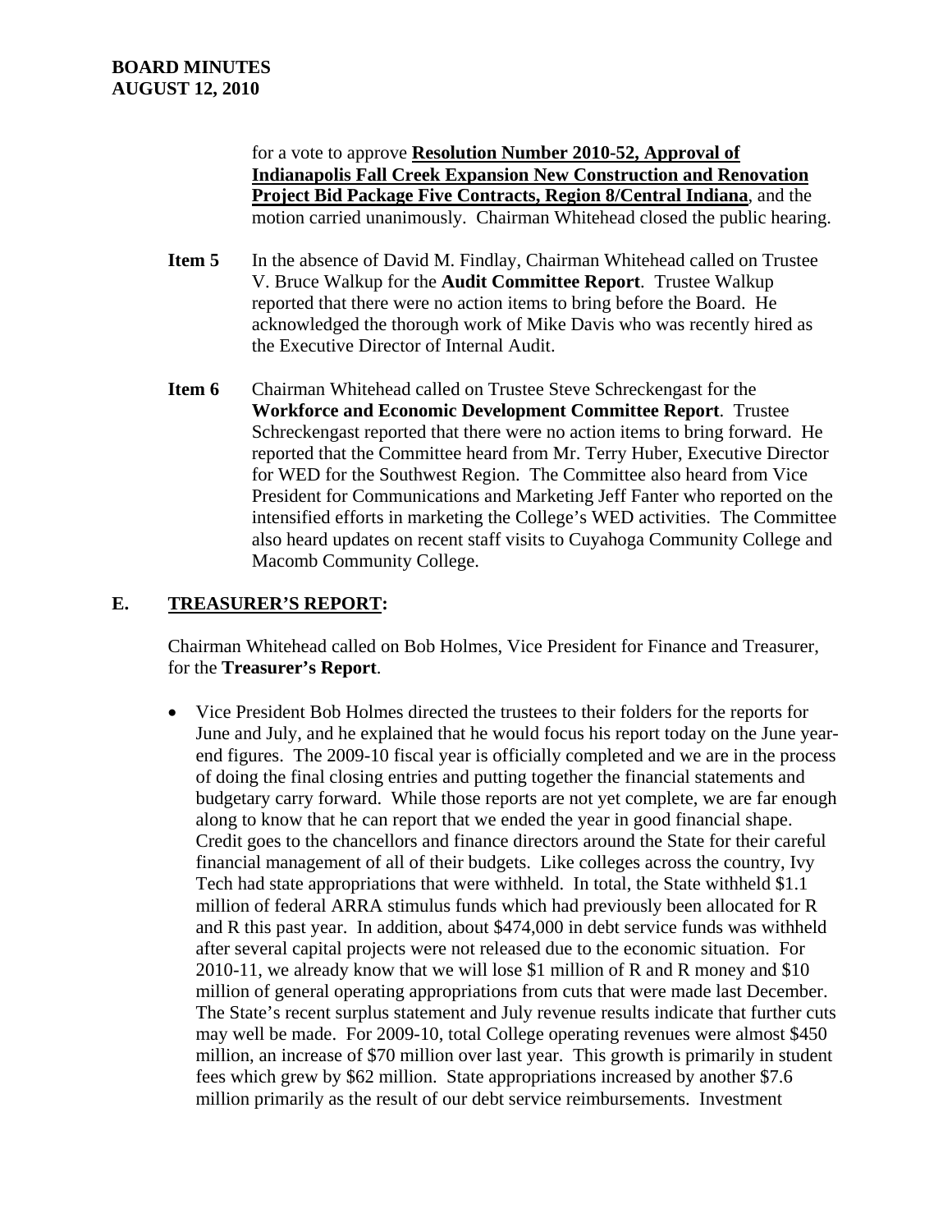for a vote to approve **Resolution Number 2010-52, Approval of Indianapolis Fall Creek Expansion New Construction and Renovation Project Bid Package Five Contracts, Region 8/Central Indiana**, and the motion carried unanimously. Chairman Whitehead closed the public hearing.

**Item 5** In the absence of David M. Findlay, Chairman Whitehead called on Trustee V. Bruce Walkup for the **Audit Committee Report**. Trustee Walkup reported that there were no action items to bring before the Board. He acknowledged the thorough work of Mike Davis who was recently hired as the Executive Director of Internal Audit.

**Item 6** Chairman Whitehead called on Trustee Steve Schreckengast for the **Workforce and Economic Development Committee Report**. Trustee Schreckengast reported that there were no action items to bring forward. He reported that the Committee heard from Mr. Terry Huber, Executive Director for WED for the Southwest Region. The Committee also heard from Vice President for Communications and Marketing Jeff Fanter who reported on the intensified efforts in marketing the College's WED activities. The Committee also heard updates on recent staff visits to Cuyahoga Community College and Macomb Community College.

## E. TREASURER'S REPORT:

Chairman Whitehead called on Bob Holmes, Vice President for Finance and Treasurer, for the **Treasurer's Report**.

- Vice President Bob Holmes directed the trustees to their folders for the reports for June and July, and he explained that he would focus his report today on the June year-end figures. The 2009-10 fiscal year is officially completed and we are in the process of doing the final closing entries and putting together the financial statements and budgetary carry forward. While those reports are not yet complete, we are far enough along to know that he can report that we ended the year in good financial shape. Credit goes to the chancellors and finance directors around the State for their careful financial management of all of their budgets. Like colleges across the country, Ivy Tech had state appropriations that were withheld. In total, the State withheld \$1.1 million of federal ARRA stimulus funds which had previously been allocated for R and R this past year. In addition, about \$474,000 in debt service funds was withheld after several capital projects were not released due to the economic situation. For 2010-11, we already know that we will lose \$1 million of R and R money and \$10 million of general operating appropriations from cuts that were made last December. The State's recent surplus statement and July revenue results indicate that further cuts may well be made. For 2009-10, total College operating revenues were almost \$450 million, an increase of \$70 million over last year. This growth is primarily in student fees which grew by \$62 million. State appropriations increased by another \$7.6 million primarily as the result of our debt service reimbursements. Investment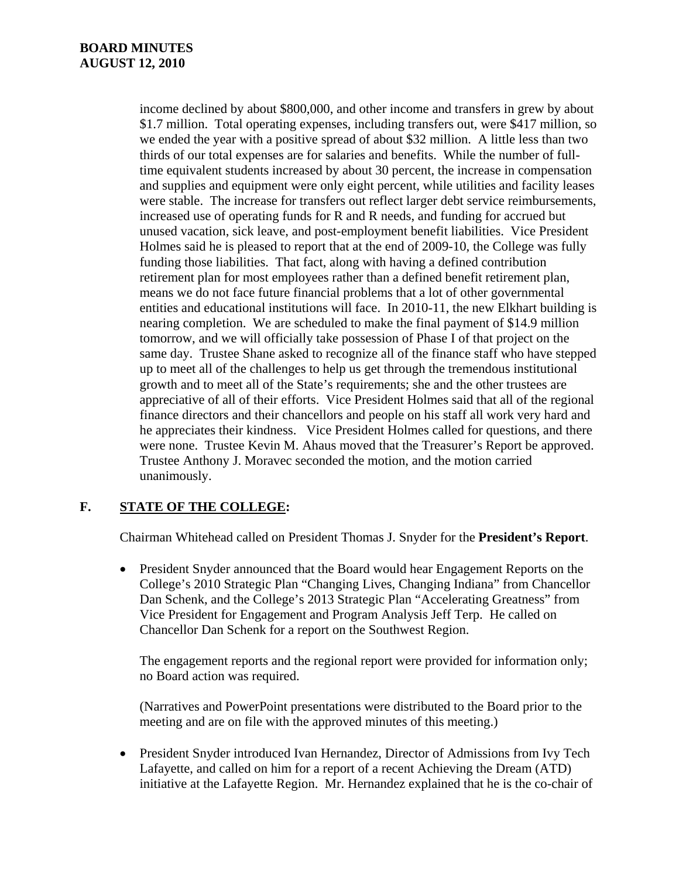income declined by about $800,000, and other income and transfers in grew by about $1.7 million. Total operating expenses, including transfers out, were $417 million, so we ended the year with a positive spread of about $32 million. A little less than two thirds of our total expenses are for salaries and benefits. While the number of full-time equivalent students increased by about 30 percent, the increase in compensation and supplies and equipment were only eight percent, while utilities and facility leases were stable. The increase for transfers out reflect larger debt service reimbursements, increased use of operating funds for R and R needs, and funding for accrued but unused vacation, sick leave, and post-employment benefit liabilities. Vice President Holmes said he is pleased to report that at the end of 2009-10, the College was fully funding those liabilities. That fact, along with having a defined contribution retirement plan for most employees rather than a defined benefit retirement plan, means we do not face future financial problems that a lot of other governmental entities and educational institutions will face. In 2010-11, the new Elkhart building is nearing completion. We are scheduled to make the final payment of $14.9 million tomorrow, and we will officially take possession of Phase I of that project on the same day. Trustee Shane asked to recognize all of the finance staff who have stepped up to meet all of the challenges to help us get through the tremendous institutional growth and to meet all of the State's requirements; she and the other trustees are appreciative of all of their efforts. Vice President Holmes said that all of the regional finance directors and their chancellors and people on his staff all work very hard and he appreciates their kindness. Vice President Holmes called for questions, and there were none. Trustee Kevin M. Ahaus moved that the Treasurer's Report be approved. Trustee Anthony J. Moravec seconded the motion, and the motion carried unanimously.

## F. STATE OF THE COLLEGE:

Chairman Whitehead called on President Thomas J. Snyder for the **President's Report**.

- President Snyder announced that the Board would hear Engagement Reports on the College's 2010 Strategic Plan "Changing Lives, Changing Indiana" from Chancellor Dan Schenk, and the College's 2013 Strategic Plan "Accelerating Greatness" from Vice President for Engagement and Program Analysis Jeff Terp. He called on Chancellor Dan Schenk for a report on the Southwest Region.

  The engagement reports and the regional report were provided for information only; no Board action was required.

  (Narratives and PowerPoint presentations were distributed to the Board prior to the meeting and are on file with the approved minutes of this meeting.)

- President Snyder introduced Ivan Hernandez, Director of Admissions from Ivy Tech Lafayette, and called on him for a report of a recent Achieving the Dream (ATD) initiative at the Lafayette Region. Mr. Hernandez explained that he is the co-chair of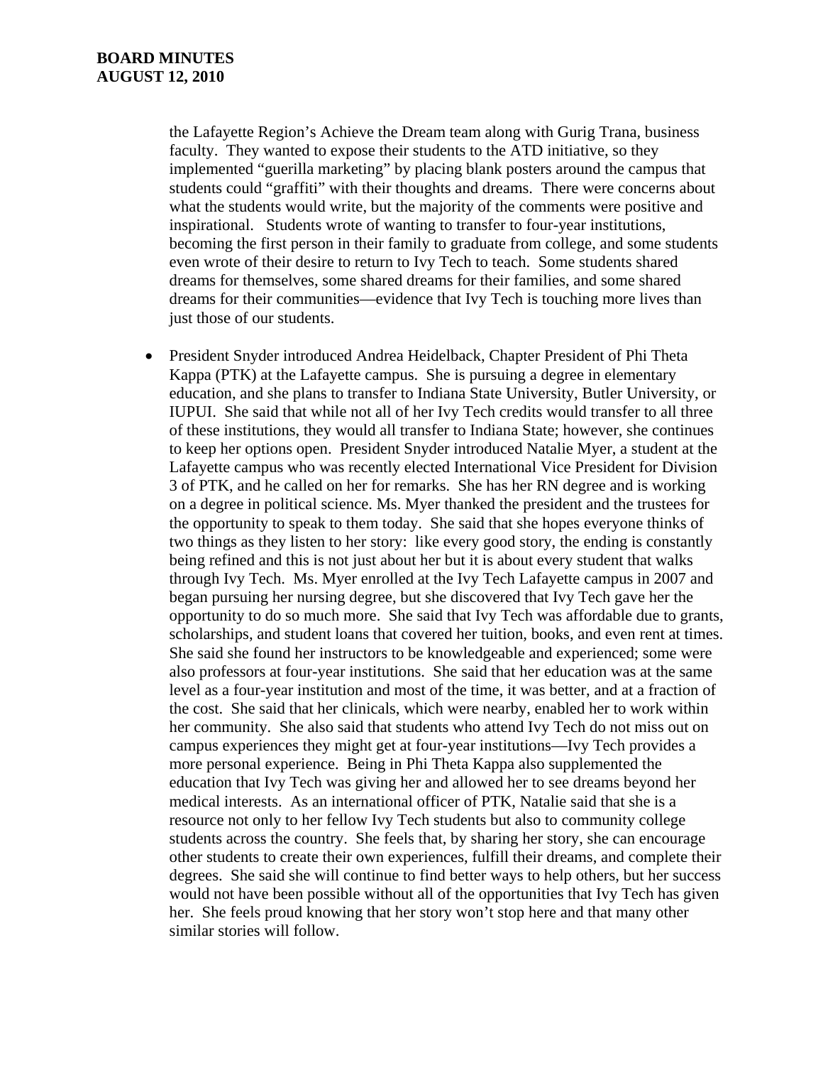the Lafayette Region's Achieve the Dream team along with Gurig Trana, business faculty. They wanted to expose their students to the ATD initiative, so they implemented "guerilla marketing" by placing blank posters around the campus that students could "graffiti" with their thoughts and dreams. There were concerns about what the students would write, but the majority of the comments were positive and inspirational. Students wrote of wanting to transfer to four-year institutions, becoming the first person in their family to graduate from college, and some students even wrote of their desire to return to Ivy Tech to teach. Some students shared dreams for themselves, some shared dreams for their families, and some shared dreams for their communities—evidence that Ivy Tech is touching more lives than just those of our students.

- President Snyder introduced Andrea Heidelback, Chapter President of Phi Theta Kappa (PTK) at the Lafayette campus. She is pursuing a degree in elementary education, and she plans to transfer to Indiana State University, Butler University, or IUPUI. She said that while not all of her Ivy Tech credits would transfer to all three of these institutions, they would all transfer to Indiana State; however, she continues to keep her options open. President Snyder introduced Natalie Myer, a student at the Lafayette campus who was recently elected International Vice President for Division 3 of PTK, and he called on her for remarks. She has her RN degree and is working on a degree in political science. Ms. Myer thanked the president and the trustees for the opportunity to speak to them today. She said that she hopes everyone thinks of two things as they listen to her story: like every good story, the ending is constantly being refined and this is not just about her but it is about every student that walks through Ivy Tech. Ms. Myer enrolled at the Ivy Tech Lafayette campus in 2007 and began pursuing her nursing degree, but she discovered that Ivy Tech gave her the opportunity to do so much more. She said that Ivy Tech was affordable due to grants, scholarships, and student loans that covered her tuition, books, and even rent at times. She said she found her instructors to be knowledgeable and experienced; some were also professors at four-year institutions. She said that her education was at the same level as a four-year institution and most of the time, it was better, and at a fraction of the cost. She said that her clinicals, which were nearby, enabled her to work within her community. She also said that students who attend Ivy Tech do not miss out on campus experiences they might get at four-year institutions—Ivy Tech provides a more personal experience. Being in Phi Theta Kappa also supplemented the education that Ivy Tech was giving her and allowed her to see dreams beyond her medical interests. As an international officer of PTK, Natalie said that she is a resource not only to her fellow Ivy Tech students but also to community college students across the country. She feels that, by sharing her story, she can encourage other students to create their own experiences, fulfill their dreams, and complete their degrees. She said she will continue to find better ways to help others, but her success would not have been possible without all of the opportunities that Ivy Tech has given her. She feels proud knowing that her story won't stop here and that many other similar stories will follow.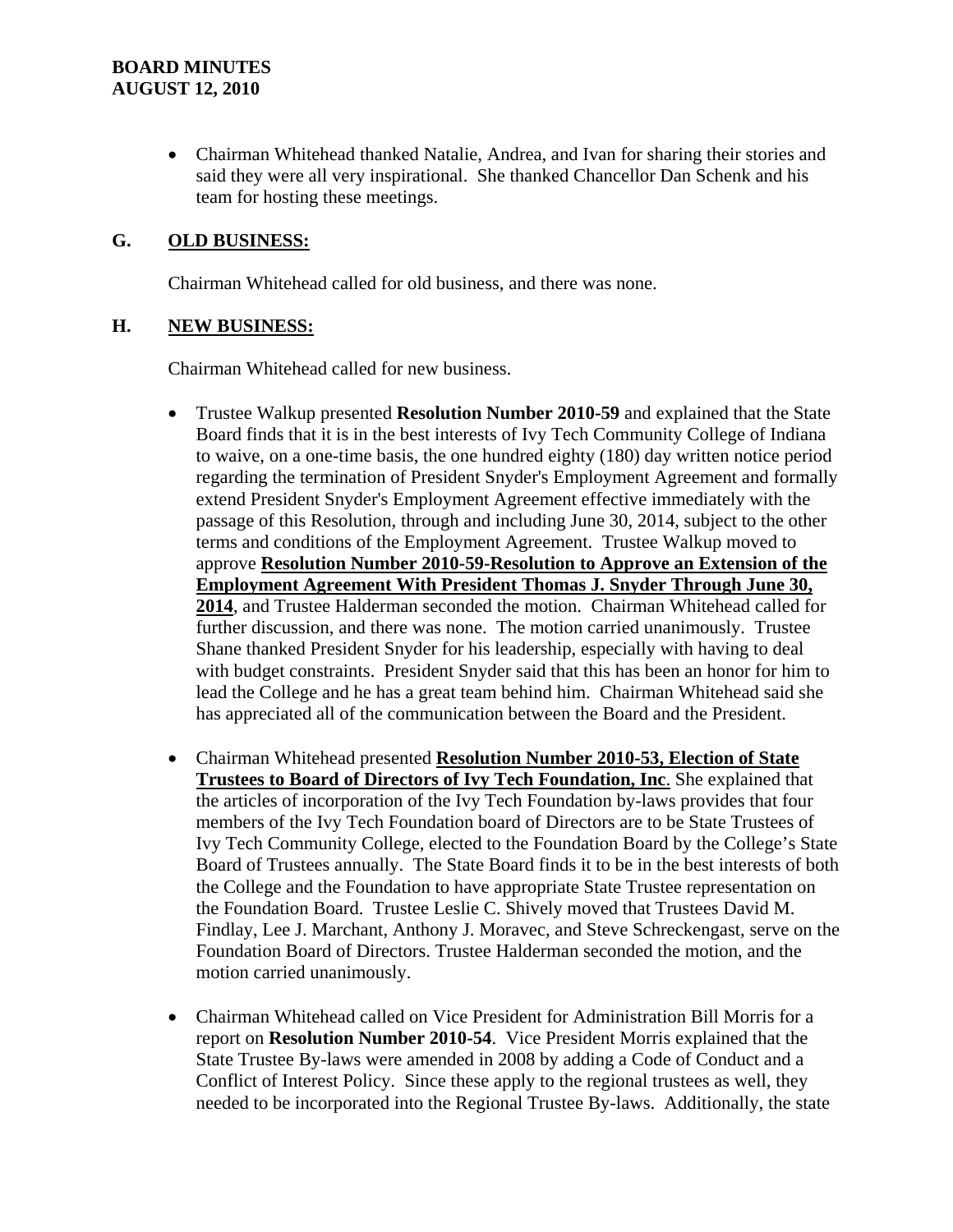- Chairman Whitehead thanked Natalie, Andrea, and Ivan for sharing their stories and said they were all very inspirational. She thanked Chancellor Dan Schenk and his team for hosting these meetings.

## G. OLD BUSINESS:

Chairman Whitehead called for old business, and there was none.

## H. NEW BUSINESS:

Chairman Whitehead called for new business.

- Trustee Walkup presented **Resolution Number 2010-59** and explained that the State Board finds that it is in the best interests of Ivy Tech Community College of Indiana to waive, on a one-time basis, the one hundred eighty (180) day written notice period regarding the termination of President Snyder's Employment Agreement and formally extend President Snyder's Employment Agreement effective immediately with the passage of this Resolution, through and including June 30, 2014, subject to the other terms and conditions of the Employment Agreement. Trustee Walkup moved to approve **Resolution Number 2010-59-Resolution to Approve an Extension of the Employment Agreement With President Thomas J. Snyder Through June 30, 2014**, and Trustee Halderman seconded the motion. Chairman Whitehead called for further discussion, and there was none. The motion carried unanimously. Trustee Shane thanked President Snyder for his leadership, especially with having to deal with budget constraints. President Snyder said that this has been an honor for him to lead the College and he has a great team behind him. Chairman Whitehead said she has appreciated all of the communication between the Board and the President.

- Chairman Whitehead presented **Resolution Number 2010-53, Election of State Trustees to Board of Directors of Ivy Tech Foundation, Inc**. She explained that the articles of incorporation of the Ivy Tech Foundation by-laws provides that four members of the Ivy Tech Foundation board of Directors are to be State Trustees of Ivy Tech Community College, elected to the Foundation Board by the College's State Board of Trustees annually. The State Board finds it to be in the best interests of both the College and the Foundation to have appropriate State Trustee representation on the Foundation Board. Trustee Leslie C. Shively moved that Trustees David M. Findlay, Lee J. Marchant, Anthony J. Moravec, and Steve Schreckengast, serve on the Foundation Board of Directors. Trustee Halderman seconded the motion, and the motion carried unanimously.

- Chairman Whitehead called on Vice President for Administration Bill Morris for a report on **Resolution Number 2010-54**. Vice President Morris explained that the State Trustee By-laws were amended in 2008 by adding a Code of Conduct and a Conflict of Interest Policy. Since these apply to the regional trustees as well, they needed to be incorporated into the Regional Trustee By-laws. Additionally, the state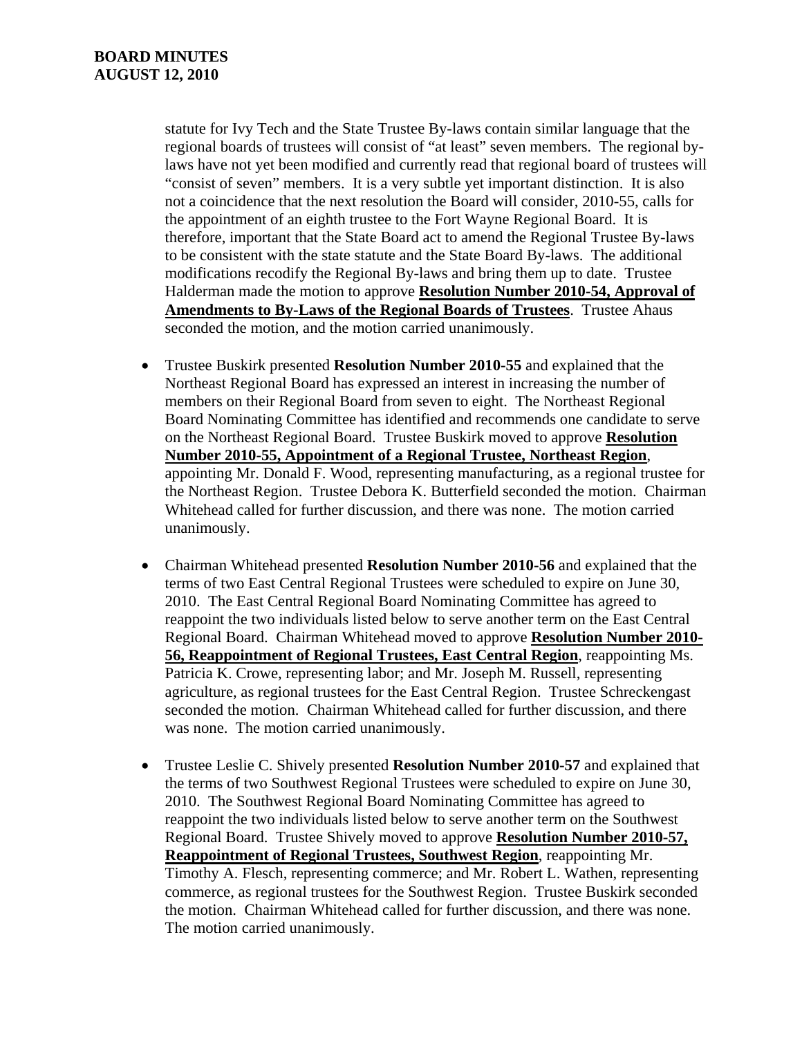statute for Ivy Tech and the State Trustee By-laws contain similar language that the regional boards of trustees will consist of "at least" seven members. The regional by-laws have not yet been modified and currently read that regional board of trustees will "consist of seven" members. It is a very subtle yet important distinction. It is also not a coincidence that the next resolution the Board will consider, 2010-55, calls for the appointment of an eighth trustee to the Fort Wayne Regional Board. It is therefore, important that the State Board act to amend the Regional Trustee By-laws to be consistent with the state statute and the State Board By-laws. The additional modifications recodify the Regional By-laws and bring them up to date. Trustee Halderman made the motion to approve **Resolution Number 2010-54, Approval of Amendments to By-Laws of the Regional Boards of Trustees**. Trustee Ahaus seconded the motion, and the motion carried unanimously.

- Trustee Buskirk presented **Resolution Number 2010-55** and explained that the Northeast Regional Board has expressed an interest in increasing the number of members on their Regional Board from seven to eight. The Northeast Regional Board Nominating Committee has identified and recommends one candidate to serve on the Northeast Regional Board. Trustee Buskirk moved to approve **Resolution Number 2010-55, Appointment of a Regional Trustee, Northeast Region**, appointing Mr. Donald F. Wood, representing manufacturing, as a regional trustee for the Northeast Region. Trustee Debora K. Butterfield seconded the motion. Chairman Whitehead called for further discussion, and there was none. The motion carried unanimously.

- Chairman Whitehead presented **Resolution Number 2010-56** and explained that the terms of two East Central Regional Trustees were scheduled to expire on June 30, 2010. The East Central Regional Board Nominating Committee has agreed to reappoint the two individuals listed below to serve another term on the East Central Regional Board. Chairman Whitehead moved to approve **Resolution Number 2010-56, Reappointment of Regional Trustees, East Central Region**, reappointing Ms. Patricia K. Crowe, representing labor; and Mr. Joseph M. Russell, representing agriculture, as regional trustees for the East Central Region. Trustee Schreckengast seconded the motion. Chairman Whitehead called for further discussion, and there was none. The motion carried unanimously.

- Trustee Leslie C. Shively presented **Resolution Number 2010-57** and explained that the terms of two Southwest Regional Trustees were scheduled to expire on June 30, 2010. The Southwest Regional Board Nominating Committee has agreed to reappoint the two individuals listed below to serve another term on the Southwest Regional Board. Trustee Shively moved to approve **Resolution Number 2010-57, Reappointment of Regional Trustees, Southwest Region**, reappointing Mr. Timothy A. Flesch, representing commerce; and Mr. Robert L. Wathen, representing commerce, as regional trustees for the Southwest Region. Trustee Buskirk seconded the motion. Chairman Whitehead called for further discussion, and there was none. The motion carried unanimously.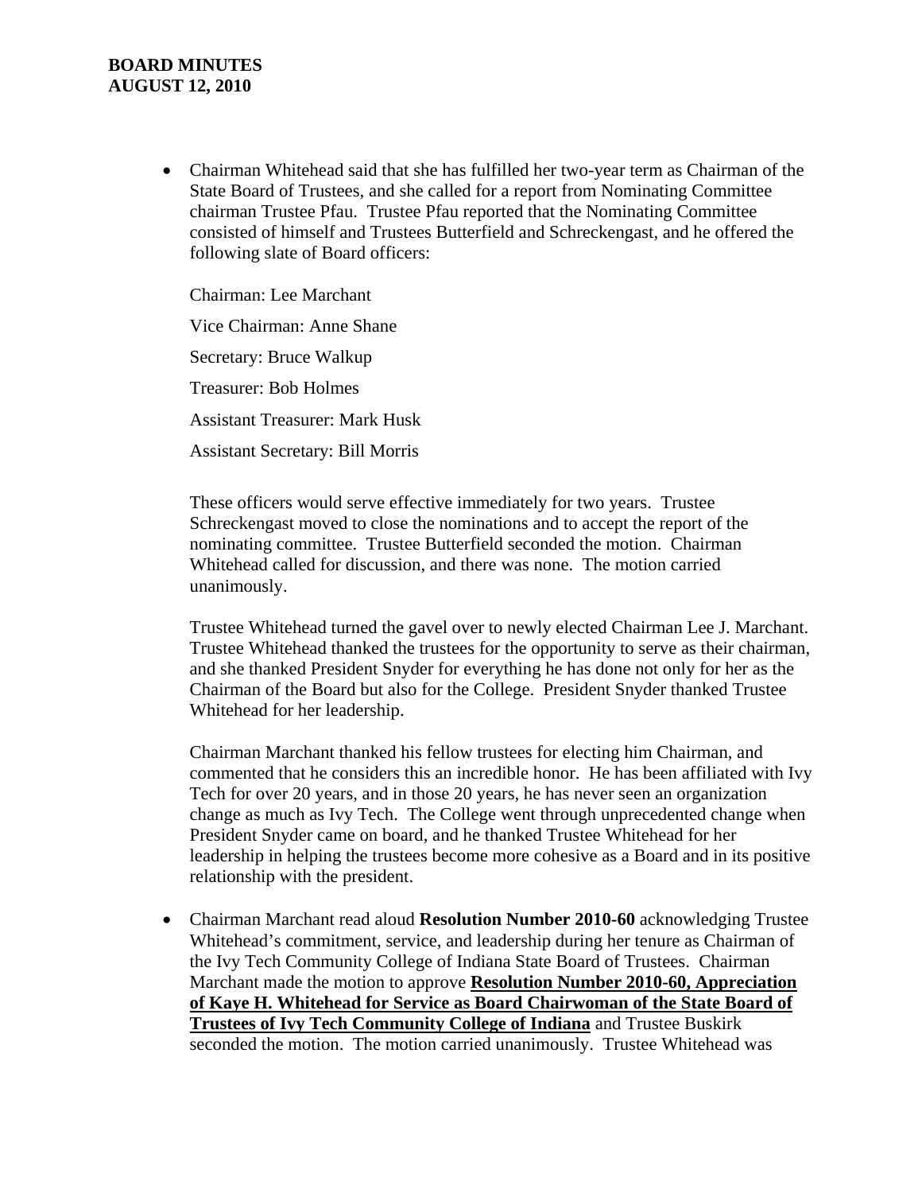- Chairman Whitehead said that she has fulfilled her two-year term as Chairman of the State Board of Trustees, and she called for a report from Nominating Committee chairman Trustee Pfau. Trustee Pfau reported that the Nominating Committee consisted of himself and Trustees Butterfield and Schreckengast, and he offered the following slate of Board officers:

  Chairman: Lee Marchant

  Vice Chairman: Anne Shane

  Secretary: Bruce Walkup

  Treasurer: Bob Holmes

  Assistant Treasurer: Mark Husk

  Assistant Secretary: Bill Morris

  These officers would serve effective immediately for two years. Trustee Schreckengast moved to close the nominations and to accept the report of the nominating committee. Trustee Butterfield seconded the motion. Chairman Whitehead called for discussion, and there was none. The motion carried unanimously.

  Trustee Whitehead turned the gavel over to newly elected Chairman Lee J. Marchant. Trustee Whitehead thanked the trustees for the opportunity to serve as their chairman, and she thanked President Snyder for everything he has done not only for her as the Chairman of the Board but also for the College. President Snyder thanked Trustee Whitehead for her leadership.

  Chairman Marchant thanked his fellow trustees for electing him Chairman, and commented that he considers this an incredible honor. He has been affiliated with Ivy Tech for over 20 years, and in those 20 years, he has never seen an organization change as much as Ivy Tech. The College went through unprecedented change when President Snyder came on board, and he thanked Trustee Whitehead for her leadership in helping the trustees become more cohesive as a Board and in its positive relationship with the president.

- Chairman Marchant read aloud **Resolution Number 2010-60** acknowledging Trustee Whitehead's commitment, service, and leadership during her tenure as Chairman of the Ivy Tech Community College of Indiana State Board of Trustees. Chairman Marchant made the motion to approve **<u>Resolution Number 2010-60, Appreciation of Kaye H. Whitehead for Service as Board Chairwoman of the State Board of Trustees of Ivy Tech Community College of Indiana</u>** and Trustee Buskirk seconded the motion. The motion carried unanimously. Trustee Whitehead was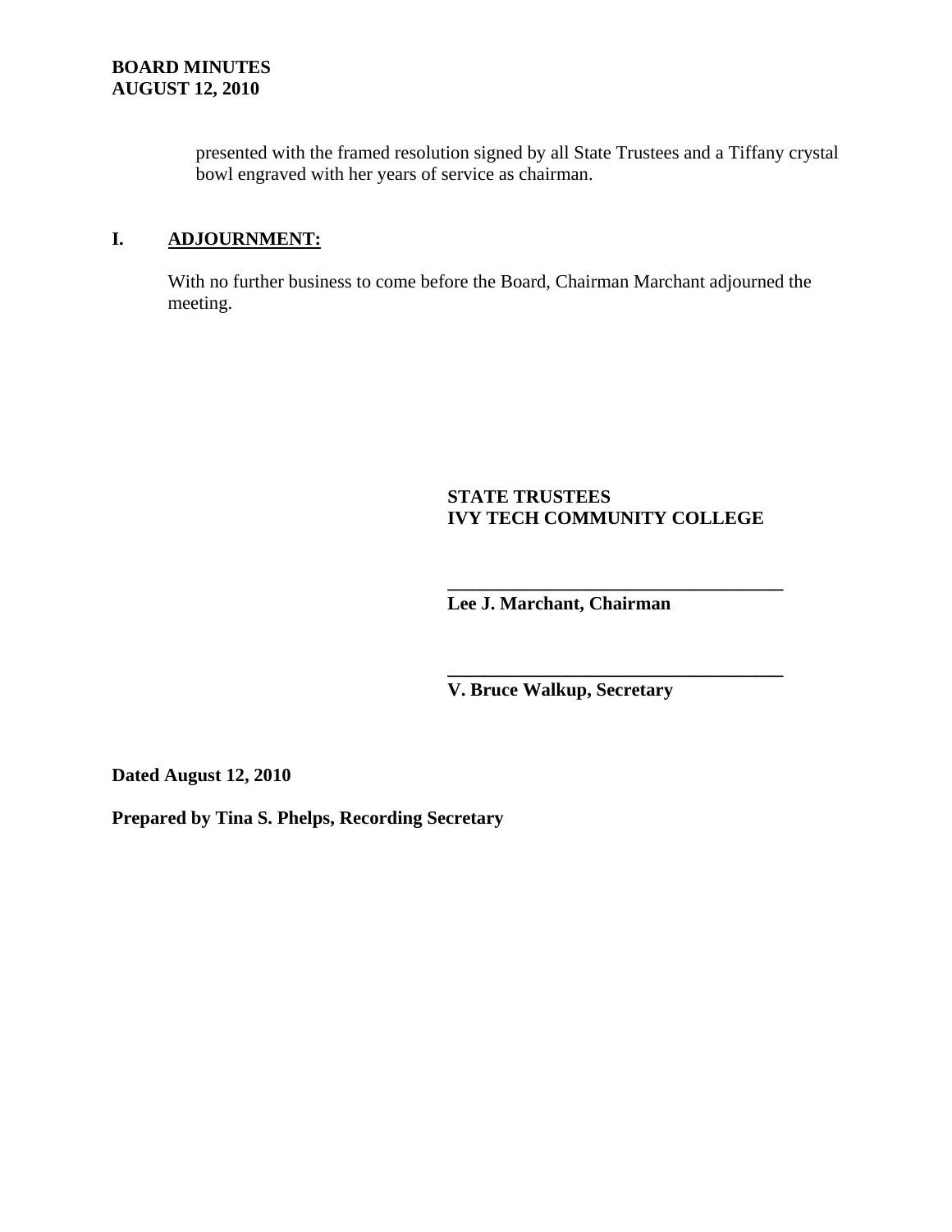presented with the framed resolution signed by all State Trustees and a Tiffany crystal bowl engraved with her years of service as chairman.

## I. ADJOURNMENT:

With no further business to come before the Board, Chairman Marchant adjourned the meeting.

**STATE TRUSTEES**
**IVY TECH COMMUNITY COLLEGE**

\_\_\_\_\_\_\_\_\_\_\_\_\_\_\_\_\_\_\_\_\_\_\_\_\_\_\_\_\_\_\_\_\_\_\_\_
**Lee J. Marchant, Chairman**

\_\_\_\_\_\_\_\_\_\_\_\_\_\_\_\_\_\_\_\_\_\_\_\_\_\_\_\_\_\_\_\_\_\_\_\_
**V. Bruce Walkup, Secretary**

**Dated August 12, 2010**

**Prepared by Tina S. Phelps, Recording Secretary**